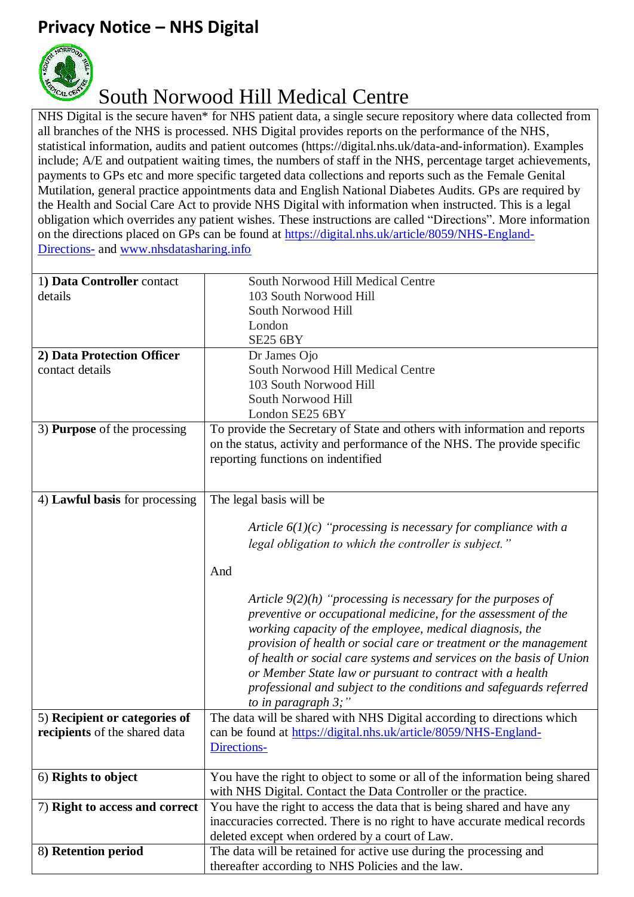# Privacy Notice – NHS Digital

## South Norwood Hill Medical Centre

NHS Digital is the secure haven* for NHS patient data, a single secure repository where data collected from all branches of the NHS is processed. NHS Digital provides reports on the performance of the NHS, statistical information, audits and patient outcomes (https://digital.nhs.uk/data-and-information). Examples include; A/E and outpatient waiting times, the numbers of staff in the NHS, percentage target achievements, payments to GPs etc and more specific targeted data collections and reports such as the Female Genital Mutilation, general practice appointments data and English National Diabetes Audits. GPs are required by the Health and Social Care Act to provide NHS Digital with information when instructed. This is a legal obligation which overrides any patient wishes. These instructions are called "Directions". More information on the directions placed on GPs can be found at [https://digital.nhs.uk/article/8059/NHS-England-Directions-](https://digital.nhs.uk/article/8059/NHS-England-Directions-) and [www.nhsdatasharing.info](www.nhsdatasharing.info)

| | |
|---|---|
| 1) **Data Controller** contact details | South Norwood Hill Medical Centre<br>103 South Norwood Hill<br>South Norwood Hill<br>London<br>SE25 6BY |
| **2) Data Protection Officer** contact details | Dr James Ojo<br>South Norwood Hill Medical Centre<br>103 South Norwood Hill<br>South Norwood Hill<br>London SE25 6BY |
| 3) **Purpose** of the processing | To provide the Secretary of State and others with information and reports on the status, activity and performance of the NHS. The provide specific reporting functions on indentified |
| 4) **Lawful basis** for processing | The legal basis will be<br><br>*Article 6(1)(c) "processing is necessary for compliance with a legal obligation to which the controller is subject."*<br><br>And<br><br>*Article 9(2)(h) "processing is necessary for the purposes of preventive or occupational medicine, for the assessment of the working capacity of the employee, medical diagnosis, the provision of health or social care or treatment or the management of health or social care systems and services on the basis of Union or Member State law or pursuant to contract with a health professional and subject to the conditions and safeguards referred to in paragraph 3;"* |
| 5) **Recipient or categories of recipients** of the shared data | The data will be shared with NHS Digital according to directions which can be found at [https://digital.nhs.uk/article/8059/NHS-England-Directions-](https://digital.nhs.uk/article/8059/NHS-England-Directions-) |
| 6) **Rights to object** | You have the right to object to some or all of the information being shared with NHS Digital. Contact the Data Controller or the practice. |
| 7) **Right to access and correct** | You have the right to access the data that is being shared and have any inaccuracies corrected. There is no right to have accurate medical records deleted except when ordered by a court of Law. |
| 8) **Retention period** | The data will be retained for active use during the processing and thereafter according to NHS Policies and the law. |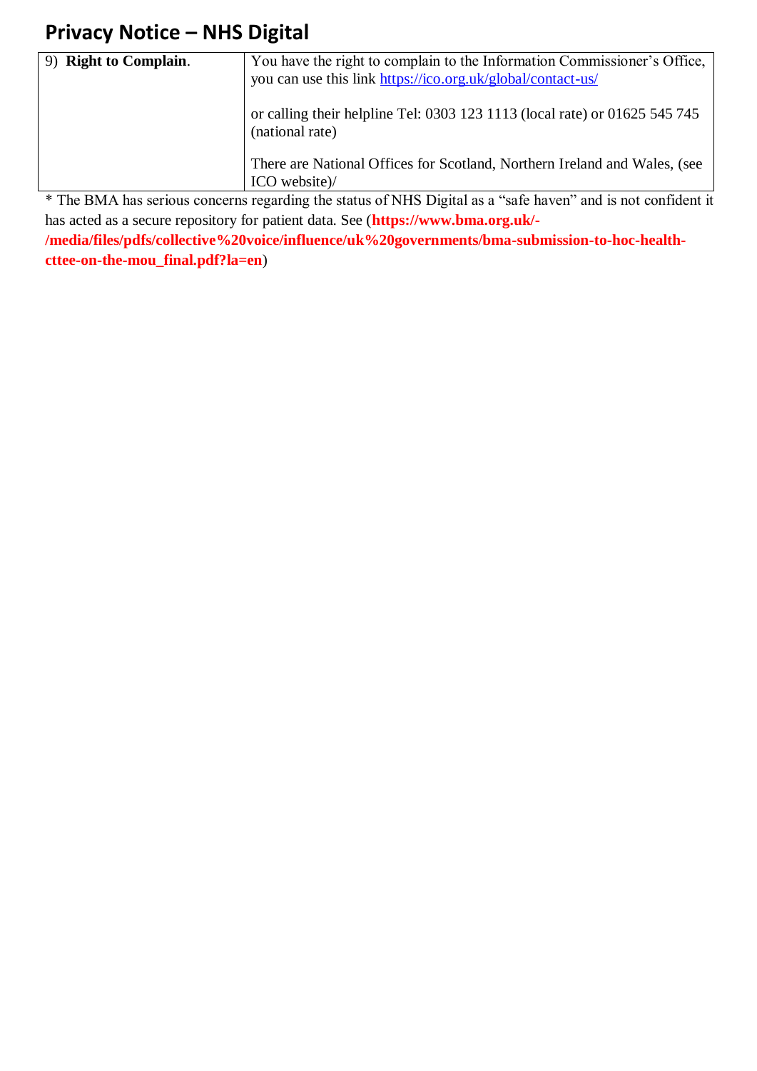# Privacy Notice – NHS Digital

| | |
|---|---|
| 9) **Right to Complain**. | You have the right to complain to the Information Commissioner's Office, you can use this link https://ico.org.uk/global/contact-us/<br><br>or calling their helpline Tel: 0303 123 1113 (local rate) or 01625 545 745 (national rate)<br><br>There are National Offices for Scotland, Northern Ireland and Wales, (see ICO website)/ |

* The BMA has serious concerns regarding the status of NHS Digital as a "safe haven" and is not confident it has acted as a secure repository for patient data. See (**https://www.bma.org.uk/-/media/files/pdfs/collective%20voice/influence/uk%20governments/bma-submission-to-hoc-health-cttee-on-the-mou_final.pdf?la=en**)